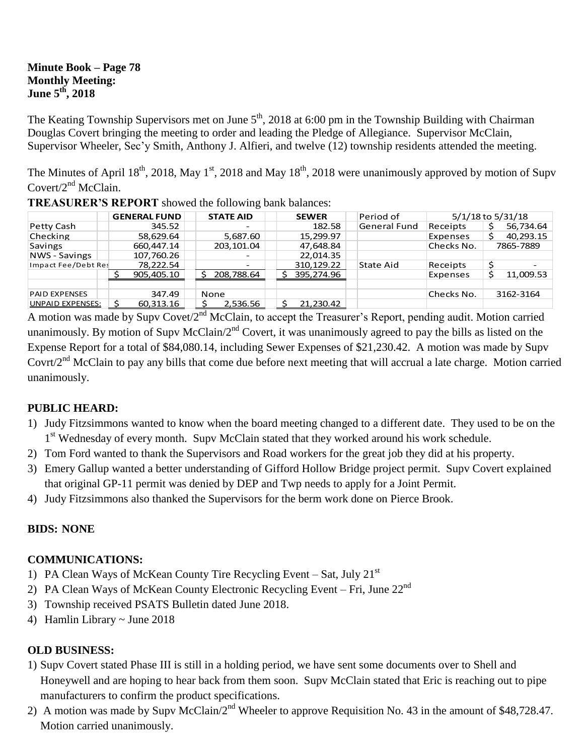**Minute Book – Page 78**
**Monthly Meeting:**
**June 5th, 2018**

The Keating Township Supervisors met on June 5th, 2018 at 6:00 pm in the Township Building with Chairman Douglas Covert bringing the meeting to order and leading the Pledge of Allegiance. Supervisor McClain, Supervisor Wheeler, Sec'y Smith, Anthony J. Alfieri, and twelve (12) township residents attended the meeting.

The Minutes of April 18th, 2018, May 1st, 2018 and May 18th, 2018 were unanimously approved by motion of Supv Covert/2nd McClain.

**TREASURER'S REPORT** showed the following bank balances:

| | GENERAL FUND | STATE AID | SEWER | Period of | 5/1/18 to 5/31/18 | |
|---|---|---|---|---|---|---|
| Petty Cash | 345.52 | - | 182.58 | General Fund | Receipts | $ 56,734.64 |
| Checking | 58,629.64 | 5,687.60 | 15,299.97 | | Expenses | $ 40,293.15 |
| Savings | 660,447.14 | 203,101.04 | 47,648.84 | | Checks No. | 7865-7889 |
| NWS - Savings | 107,760.26 | - | 22,014.35 | | | |
| Impact Fee/Debt Res | 78,222.54 | - | 310,129.22 | State Aid | Receipts | $ - |
| | $ 905,405.10 | $ 208,788.64 | $ 395,274.96 | | Expenses | $ 11,009.53 |
| PAID EXPENSES | 347.49 | None | | | Checks No. | 3162-3164 |
| UNPAID EXPENSES: | $ 60,313.16 | $ 2,536.56 | $ 21,230.42 | | | |

A motion was made by Supv Covet/2nd McClain, to accept the Treasurer's Report, pending audit. Motion carried unanimously. By motion of Supv McClain/2nd Covert, it was unanimously agreed to pay the bills as listed on the Expense Report for a total of $84,080.14, including Sewer Expenses of $21,230.42. A motion was made by Supv Covrt/2nd McClain to pay any bills that come due before next meeting that will accrual a late charge. Motion carried unanimously.

## PUBLIC HEARD:

1) Judy Fitzsimmons wanted to know when the board meeting changed to a different date. They used to be on the 1st Wednesday of every month. Supv McClain stated that they worked around his work schedule.
2) Tom Ford wanted to thank the Supervisors and Road workers for the great job they did at his property.
3) Emery Gallup wanted a better understanding of Gifford Hollow Bridge project permit. Supv Covert explained that original GP-11 permit was denied by DEP and Twp needs to apply for a Joint Permit.
4) Judy Fitzsimmons also thanked the Supervisors for the berm work done on Pierce Brook.

## BIDS: NONE

## COMMUNICATIONS:

1) PA Clean Ways of McKean County Tire Recycling Event – Sat, July 21st
2) PA Clean Ways of McKean County Electronic Recycling Event – Fri, June 22nd
3) Township received PSATS Bulletin dated June 2018.
4) Hamlin Library ~ June 2018

## OLD BUSINESS:

1) Supv Covert stated Phase III is still in a holding period, we have sent some documents over to Shell and Honeywell and are hoping to hear back from them soon. Supv McClain stated that Eric is reaching out to pipe manufacturers to confirm the product specifications.
2) A motion was made by Supv McClain/2nd Wheeler to approve Requisition No. 43 in the amount of $48,728.47. Motion carried unanimously.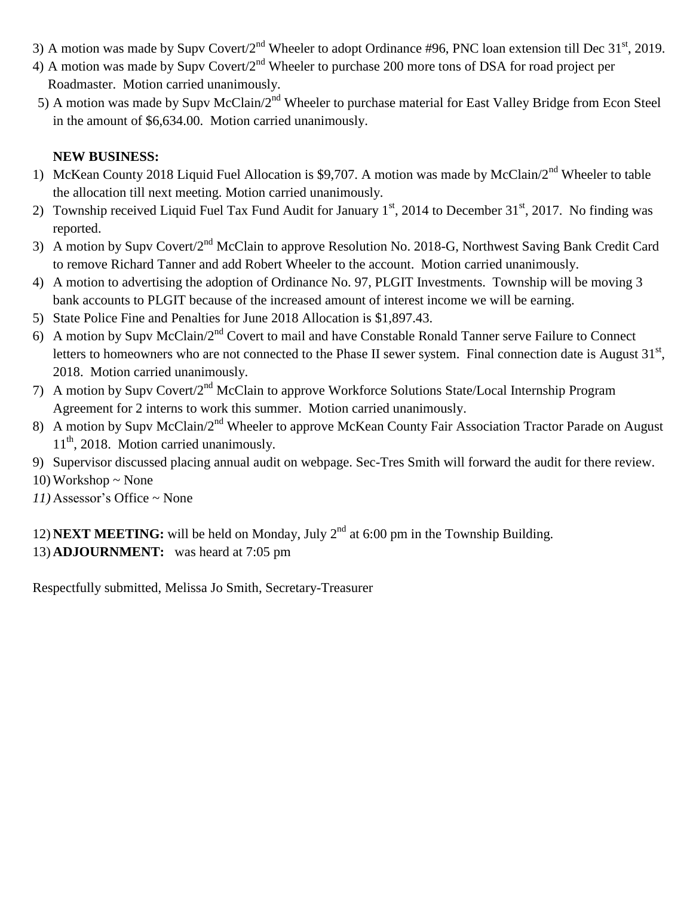3) A motion was made by Supv Covert/2nd Wheeler to adopt Ordinance #96, PNC loan extension till Dec 31st, 2019.
4) A motion was made by Supv Covert/2nd Wheeler to purchase 200 more tons of DSA for road project per Roadmaster. Motion carried unanimously.
5) A motion was made by Supv McClain/2nd Wheeler to purchase material for East Valley Bridge from Econ Steel in the amount of $6,634.00. Motion carried unanimously.

**NEW BUSINESS:**

1) McKean County 2018 Liquid Fuel Allocation is $9,707. A motion was made by McClain/2nd Wheeler to table the allocation till next meeting. Motion carried unanimously.
2) Township received Liquid Fuel Tax Fund Audit for January 1st, 2014 to December 31st, 2017. No finding was reported.
3) A motion by Supv Covert/2nd McClain to approve Resolution No. 2018-G, Northwest Saving Bank Credit Card to remove Richard Tanner and add Robert Wheeler to the account. Motion carried unanimously.
4) A motion to advertising the adoption of Ordinance No. 97, PLGIT Investments. Township will be moving 3 bank accounts to PLGIT because of the increased amount of interest income we will be earning.
5) State Police Fine and Penalties for June 2018 Allocation is $1,897.43.
6) A motion by Supv McClain/2nd Covert to mail and have Constable Ronald Tanner serve Failure to Connect letters to homeowners who are not connected to the Phase II sewer system. Final connection date is August 31st, 2018. Motion carried unanimously.
7) A motion by Supv Covert/2nd McClain to approve Workforce Solutions State/Local Internship Program Agreement for 2 interns to work this summer. Motion carried unanimously.
8) A motion by Supv McClain/2nd Wheeler to approve McKean County Fair Association Tractor Parade on August 11th, 2018. Motion carried unanimously.
9) Supervisor discussed placing annual audit on webpage. Sec-Tres Smith will forward the audit for there review.
10) Workshop ~ None
11) Assessor's Office ~ None

12) **NEXT MEETING:** will be held on Monday, July 2nd at 6:00 pm in the Township Building.
13) **ADJOURNMENT:** was heard at 7:05 pm

Respectfully submitted, Melissa Jo Smith, Secretary-Treasurer